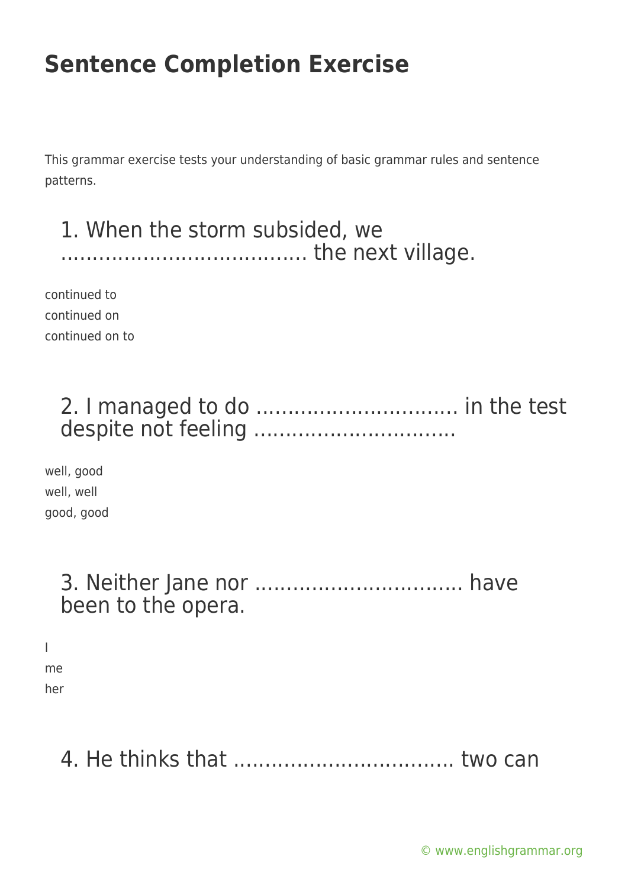# Sentence Completion Exercise

This grammar exercise tests your understanding of basic grammar rules and sentence patterns.

## 1. When the storm subsided, we ………………………………… the next village.

continued to
continued on
continued on to

## 2. I managed to do …………………………. in the test despite not feeling ………………………….

well, good
well, well
good, good

## 3. Neither Jane nor ………………………….. have been to the opera.

I
me
her

## 4. He thinks that …………………………….. two can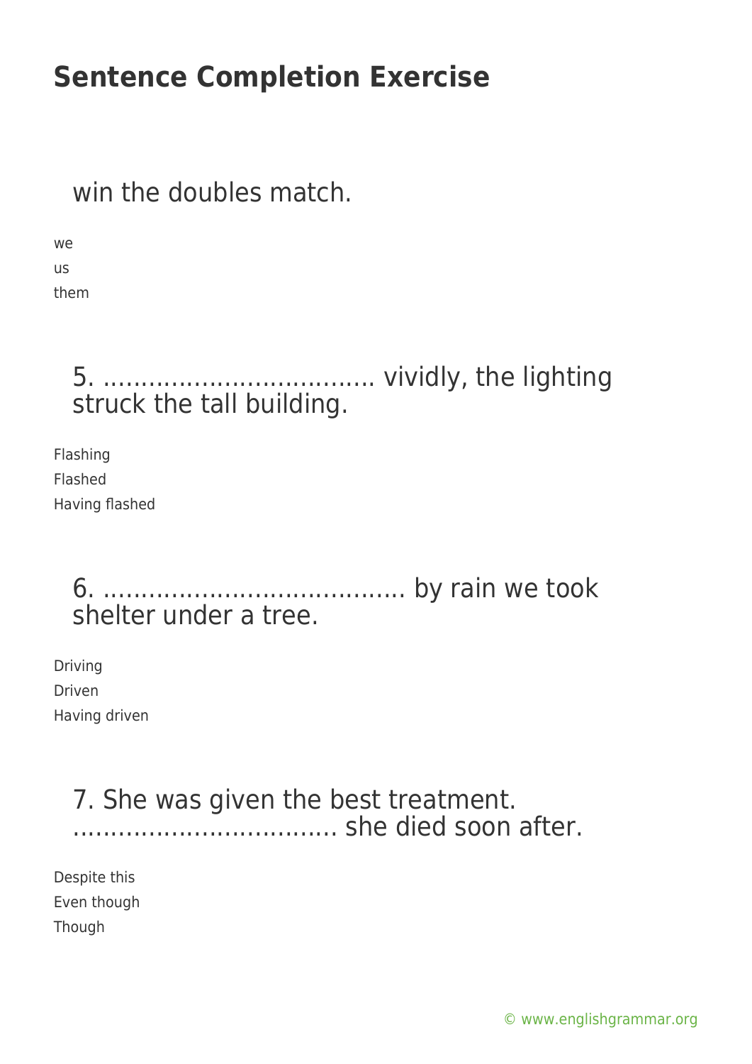## Sentence Completion Exercise

win the doubles match.

we
us
them

5. ……………………………. vividly, the lighting struck the tall building.

Flashing
Flashed
Having flashed

6. ………………………………. by rain we took shelter under a tree.

Driving
Driven
Having driven

7. She was given the best treatment. ……………………………. she died soon after.

Despite this
Even though
Though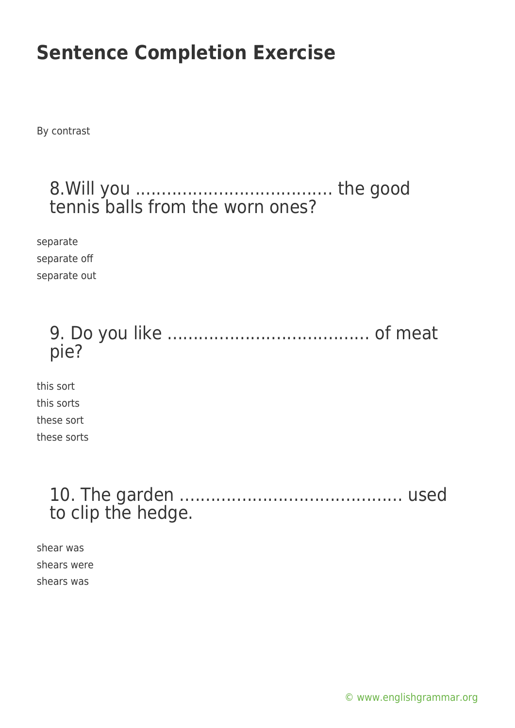# Sentence Completion Exercise

By contrast

## 8.Will you .................................... the good tennis balls from the worn ones?

separate
separate off
separate out

## 9. Do you like ...................................... of meat pie?

this sort
this sorts
these sort
these sorts

## 10. The garden …………………………………… used to clip the hedge.

shear was
shears were
shears was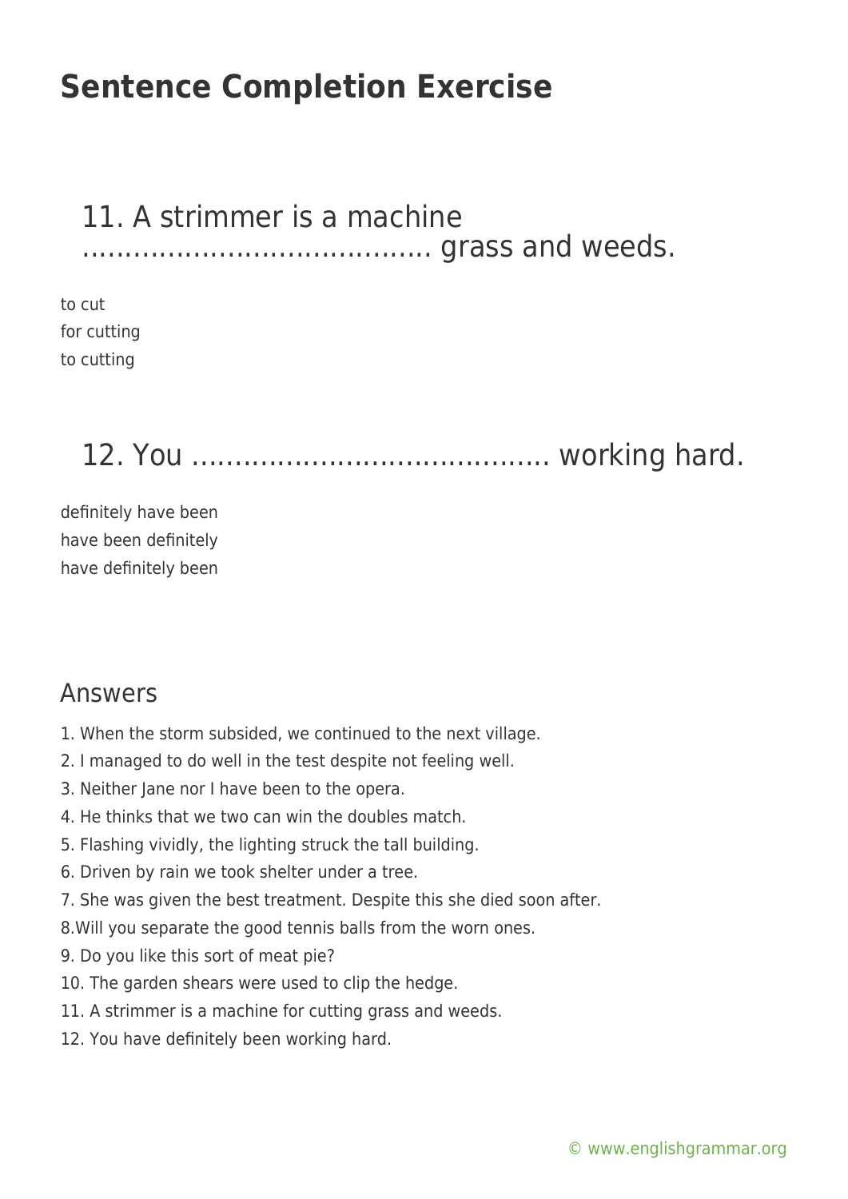# Sentence Completion Exercise

## 11. A strimmer is a machine …………………………………. grass and weeds.

to cut
for cutting
to cutting

## 12. You ………………………………….. working hard.

definitely have been
have been definitely
have definitely been

## Answers

1. When the storm subsided, we continued to the next village.
2. I managed to do well in the test despite not feeling well.
3. Neither Jane nor I have been to the opera.
4. He thinks that we two can win the doubles match.
5. Flashing vividly, the lighting struck the tall building.
6. Driven by rain we took shelter under a tree.
7. She was given the best treatment. Despite this she died soon after.
8.Will you separate the good tennis balls from the worn ones.
9. Do you like this sort of meat pie?
10. The garden shears were used to clip the hedge.
11. A strimmer is a machine for cutting grass and weeds.
12. You have definitely been working hard.

© www.englishgrammar.org